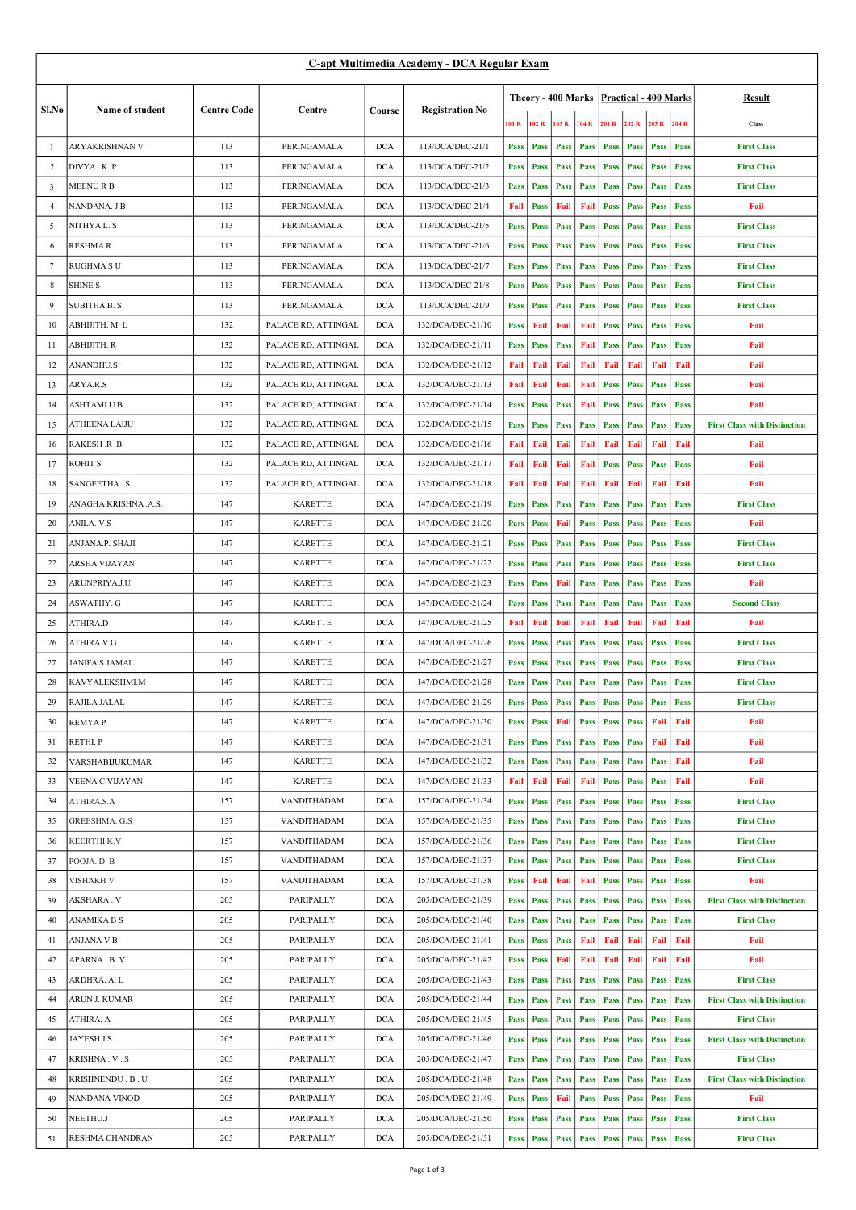## C-apt Multimedia Academy - DCA Regular Exam

| Sl.No | Name of student | Centre Code | Centre | Course | Registration No | Theory - 400 Marks | | | | Practical - 400 Marks | | | | Result |
|---|---|---|---|---|---|---|---|---|---|---|---|---|---|---|
| | | | | | | 101 R | 102 R | 103 R | 104 R | 201 R | 202 R | 203 R | 204 R | Class |
| 1 | ARYAKRISHNAN V | 113 | PERINGAMALA | DCA | 113/DCA/DEC-21/1 | Pass | Pass | Pass | Pass | Pass | Pass | Pass | Pass | First Class |
| 2 | DIVYA . K. P | 113 | PERINGAMALA | DCA | 113/DCA/DEC-21/2 | Pass | Pass | Pass | Pass | Pass | Pass | Pass | Pass | First Class |
| 3 | MEENU R B | 113 | PERINGAMALA | DCA | 113/DCA/DEC-21/3 | Pass | Pass | Pass | Pass | Pass | Pass | Pass | Pass | First Class |
| 4 | NANDANA. J.B | 113 | PERINGAMALA | DCA | 113/DCA/DEC-21/4 | Fail | Pass | Fail | Fail | Pass | Pass | Pass | Pass | Fail |
| 5 | NITHYA L. S | 113 | PERINGAMALA | DCA | 113/DCA/DEC-21/5 | Pass | Pass | Pass | Pass | Pass | Pass | Pass | Pass | First Class |
| 6 | RESHMA R | 113 | PERINGAMALA | DCA | 113/DCA/DEC-21/6 | Pass | Pass | Pass | Pass | Pass | Pass | Pass | Pass | First Class |
| 7 | RUGHMA S U | 113 | PERINGAMALA | DCA | 113/DCA/DEC-21/7 | Pass | Pass | Pass | Pass | Pass | Pass | Pass | Pass | First Class |
| 8 | SHINE S | 113 | PERINGAMALA | DCA | 113/DCA/DEC-21/8 | Pass | Pass | Pass | Pass | Pass | Pass | Pass | Pass | First Class |
| 9 | SUBITHA B. S | 113 | PERINGAMALA | DCA | 113/DCA/DEC-21/9 | Pass | Pass | Pass | Pass | Pass | Pass | Pass | Pass | First Class |
| 10 | ABHIJITH. M. L | 132 | PALACE RD, ATTINGAL | DCA | 132/DCA/DEC-21/10 | Pass | Fail | Fail | Fail | Pass | Pass | Pass | Pass | Fail |
| 11 | ABHIJITH. R | 132 | PALACE RD, ATTINGAL | DCA | 132/DCA/DEC-21/11 | Pass | Pass | Pass | Fail | Pass | Pass | Pass | Pass | Fail |
| 12 | ANANDHU.S | 132 | PALACE RD, ATTINGAL | DCA | 132/DCA/DEC-21/12 | Fail | Fail | Fail | Fail | Fail | Fail | Fail | Fail | Fail |
| 13 | ARYA.R.S | 132 | PALACE RD, ATTINGAL | DCA | 132/DCA/DEC-21/13 | Fail | Fail | Fail | Fail | Pass | Pass | Pass | Pass | Fail |
| 14 | ASHTAMI.U.B | 132 | PALACE RD, ATTINGAL | DCA | 132/DCA/DEC-21/14 | Pass | Pass | Pass | Fail | Pass | Pass | Pass | Pass | Fail |
| 15 | ATHEENA LAIJU | 132 | PALACE RD, ATTINGAL | DCA | 132/DCA/DEC-21/15 | Pass | Pass | Pass | Pass | Pass | Pass | Pass | Pass | First Class with Distinction |
| 16 | RAKESH .R .B | 132 | PALACE RD, ATTINGAL | DCA | 132/DCA/DEC-21/16 | Fail | Fail | Fail | Fail | Fail | Fail | Fail | Fail | Fail |
| 17 | ROHIT S | 132 | PALACE RD, ATTINGAL | DCA | 132/DCA/DEC-21/17 | Fail | Fail | Fail | Fail | Pass | Pass | Pass | Pass | Fail |
| 18 | SANGEETHA . S | 132 | PALACE RD, ATTINGAL | DCA | 132/DCA/DEC-21/18 | Fail | Fail | Fail | Fail | Fail | Fail | Fail | Fail | Fail |
| 19 | ANAGHA KRISHNA .A.S. | 147 | KARETTE | DCA | 147/DCA/DEC-21/19 | Pass | Pass | Pass | Pass | Pass | Pass | Pass | Pass | First Class |
| 20 | ANILA. V.S | 147 | KARETTE | DCA | 147/DCA/DEC-21/20 | Pass | Pass | Fail | Pass | Pass | Pass | Pass | Pass | Fail |
| 21 | ANJANA.P. SHAJI | 147 | KARETTE | DCA | 147/DCA/DEC-21/21 | Pass | Pass | Pass | Pass | Pass | Pass | Pass | Pass | First Class |
| 22 | ARSHA VIJAYAN | 147 | KARETTE | DCA | 147/DCA/DEC-21/22 | Pass | Pass | Pass | Pass | Pass | Pass | Pass | Pass | First Class |
| 23 | ARUNPRIYA.J.U | 147 | KARETTE | DCA | 147/DCA/DEC-21/23 | Pass | Pass | Fail | Pass | Pass | Pass | Pass | Pass | Fail |
| 24 | ASWATHY. G | 147 | KARETTE | DCA | 147/DCA/DEC-21/24 | Pass | Pass | Pass | Pass | Pass | Pass | Pass | Pass | Second Class |
| 25 | ATHIRA.D | 147 | KARETTE | DCA | 147/DCA/DEC-21/25 | Fail | Fail | Fail | Fail | Fail | Fail | Fail | Fail | Fail |
| 26 | ATHIRA.V.G | 147 | KARETTE | DCA | 147/DCA/DEC-21/26 | Pass | Pass | Pass | Pass | Pass | Pass | Pass | Pass | First Class |
| 27 | JANIFA S JAMAL | 147 | KARETTE | DCA | 147/DCA/DEC-21/27 | Pass | Pass | Pass | Pass | Pass | Pass | Pass | Pass | First Class |
| 28 | KAVYALEKSHMI.M | 147 | KARETTE | DCA | 147/DCA/DEC-21/28 | Pass | Pass | Pass | Pass | Pass | Pass | Pass | Pass | First Class |
| 29 | RAJILA JALAL | 147 | KARETTE | DCA | 147/DCA/DEC-21/29 | Pass | Pass | Pass | Pass | Pass | Pass | Pass | Pass | First Class |
| 30 | REMYA P | 147 | KARETTE | DCA | 147/DCA/DEC-21/30 | Pass | Pass | Fail | Pass | Pass | Pass | Fail | Fail | Fail |
| 31 | RETHI. P | 147 | KARETTE | DCA | 147/DCA/DEC-21/31 | Pass | Pass | Pass | Pass | Pass | Pass | Fail | Fail | Fail |
| 32 | VARSHABIJUKUMAR | 147 | KARETTE | DCA | 147/DCA/DEC-21/32 | Pass | Pass | Pass | Pass | Pass | Pass | Pass | Fail | Fail |
| 33 | VEENA C VIJAYAN | 147 | KARETTE | DCA | 147/DCA/DEC-21/33 | Fail | Fail | Fail | Fail | Pass | Pass | Pass | Fail | Fail |
| 34 | ATHIRA.S.A | 157 | VANDITHADAM | DCA | 157/DCA/DEC-21/34 | Pass | Pass | Pass | Pass | Pass | Pass | Pass | Pass | First Class |
| 35 | GREESHMA. G.S | 157 | VANDITHADAM | DCA | 157/DCA/DEC-21/35 | Pass | Pass | Pass | Pass | Pass | Pass | Pass | Pass | First Class |
| 36 | KEERTHI.K.V | 157 | VANDITHADAM | DCA | 157/DCA/DEC-21/36 | Pass | Pass | Pass | Pass | Pass | Pass | Pass | Pass | First Class |
| 37 | POOJA. D. B | 157 | VANDITHADAM | DCA | 157/DCA/DEC-21/37 | Pass | Pass | Pass | Pass | Pass | Pass | Pass | Pass | First Class |
| 38 | VISHAKH V | 157 | VANDITHADAM | DCA | 157/DCA/DEC-21/38 | Pass | Fail | Fail | Fail | Pass | Pass | Pass | Pass | Fail |
| 39 | AKSHARA . V | 205 | PARIPALLY | DCA | 205/DCA/DEC-21/39 | Pass | Pass | Pass | Pass | Pass | Pass | Pass | Pass | First Class with Distinction |
| 40 | ANAMIKA B S | 205 | PARIPALLY | DCA | 205/DCA/DEC-21/40 | Pass | Pass | Pass | Pass | Pass | Pass | Pass | Pass | First Class |
| 41 | ANJANA V B | 205 | PARIPALLY | DCA | 205/DCA/DEC-21/41 | Pass | Pass | Pass | Fail | Fail | Fail | Fail | Fail | Fail |
| 42 | APARNA . B. V | 205 | PARIPALLY | DCA | 205/DCA/DEC-21/42 | Pass | Pass | Fail | Fail | Fail | Fail | Fail | Fail | Fail |
| 43 | ARDHRA. A. L | 205 | PARIPALLY | DCA | 205/DCA/DEC-21/43 | Pass | Pass | Pass | Pass | Pass | Pass | Pass | Pass | First Class |
| 44 | ARUN J. KUMAR | 205 | PARIPALLY | DCA | 205/DCA/DEC-21/44 | Pass | Pass | Pass | Pass | Pass | Pass | Pass | Pass | First Class with Distinction |
| 45 | ATHIRA. A | 205 | PARIPALLY | DCA | 205/DCA/DEC-21/45 | Pass | Pass | Pass | Pass | Pass | Pass | Pass | Pass | First Class |
| 46 | JAYESH J S | 205 | PARIPALLY | DCA | 205/DCA/DEC-21/46 | Pass | Pass | Pass | Pass | Pass | Pass | Pass | Pass | First Class with Distinction |
| 47 | KRISHNA . V . S | 205 | PARIPALLY | DCA | 205/DCA/DEC-21/47 | Pass | Pass | Pass | Pass | Pass | Pass | Pass | Pass | First Class |
| 48 | KRISHNENDU . B . U | 205 | PARIPALLY | DCA | 205/DCA/DEC-21/48 | Pass | Pass | Pass | Pass | Pass | Pass | Pass | Pass | First Class with Distinction |
| 49 | NANDANA VINOD | 205 | PARIPALLY | DCA | 205/DCA/DEC-21/49 | Pass | Pass | Fail | Pass | Pass | Pass | Pass | Pass | Fail |
| 50 | NEETHU.J | 205 | PARIPALLY | DCA | 205/DCA/DEC-21/50 | Pass | Pass | Pass | Pass | Pass | Pass | Pass | Pass | First Class |
| 51 | RESHMA CHANDRAN | 205 | PARIPALLY | DCA | 205/DCA/DEC-21/51 | Pass | Pass | Pass | Pass | Pass | Pass | Pass | Pass | First Class |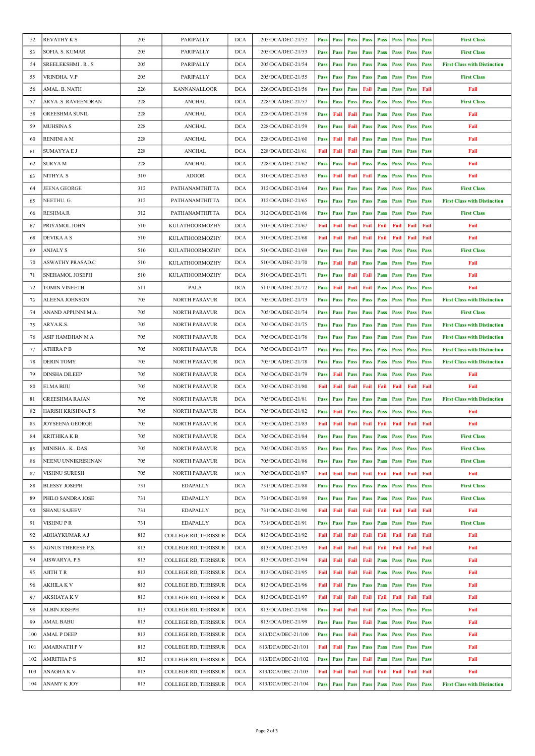| 52 | REVATHY K S | 205 | PARIPALLY | DCA | 205/DCA/DEC-21/52 | Pass | Pass | Pass | Pass | Pass | Pass | Pass | Pass | First Class |
|---|---|---|---|---|---|---|---|---|---|---|---|---|---|---|
| 53 | SOFIA. S. KUMAR | 205 | PARIPALLY | DCA | 205/DCA/DEC-21/53 | Pass | Pass | Pass | Pass | Pass | Pass | Pass | Pass | First Class |
| 54 | SREELEKSHMI . R . S | 205 | PARIPALLY | DCA | 205/DCA/DEC-21/54 | Pass | Pass | Pass | Pass | Pass | Pass | Pass | Pass | First Class with Distinction |
| 55 | VRINDHA. V.P | 205 | PARIPALLY | DCA | 205/DCA/DEC-21/55 | Pass | Pass | Pass | Pass | Pass | Pass | Pass | Pass | First Class |
| 56 | AMAL. B. NATH | 226 | KANNANALLOOR | DCA | 226/DCA/DEC-21/56 | Pass | Pass | Pass | Fail | Pass | Pass | Pass | Fail | Fail |
| 57 | ARYA .S .RAVEENDRAN | 228 | ANCHAL | DCA | 228/DCA/DEC-21/57 | Pass | Pass | Pass | Pass | Pass | Pass | Pass | Pass | First Class |
| 58 | GREESHMA SUNIL | 228 | ANCHAL | DCA | 228/DCA/DEC-21/58 | Pass | Fail | Fail | Pass | Pass | Pass | Pass | Pass | Fail |
| 59 | MUHSINA S | 228 | ANCHAL | DCA | 228/DCA/DEC-21/59 | Pass | Pass | Fail | Pass | Pass | Pass | Pass | Pass | Fail |
| 60 | RENJINI A M | 228 | ANCHAL | DCA | 228/DCA/DEC-21/60 | Pass | Fail | Fail | Pass | Pass | Pass | Pass | Pass | Fail |
| 61 | SUMAYYA E J | 228 | ANCHAL | DCA | 228/DCA/DEC-21/61 | Fail | Fail | Fail | Pass | Pass | Pass | Pass | Pass | Fail |
| 62 | SURYA M | 228 | ANCHAL | DCA | 228/DCA/DEC-21/62 | Pass | Pass | Fail | Pass | Pass | Pass | Pass | Pass | Fail |
| 63 | NITHYA. S | 310 | ADOOR | DCA | 310/DCA/DEC-21/63 | Pass | Fail | Fail | Fail | Pass | Pass | Pass | Pass | Fail |
| 64 | JEENA GEORGE | 312 | PATHANAMTHITTA | DCA | 312/DCA/DEC-21/64 | Pass | Pass | Pass | Pass | Pass | Pass | Pass | Pass | First Class |
| 65 | NEETHU. G. | 312 | PATHANAMTHITTA | DCA | 312/DCA/DEC-21/65 | Pass | Pass | Pass | Pass | Pass | Pass | Pass | Pass | First Class with Distinction |
| 66 | RESHMA.R | 312 | PATHANAMTHITTA | DCA | 312/DCA/DEC-21/66 | Pass | Pass | Pass | Pass | Pass | Pass | Pass | Pass | First Class |
| 67 | PRIYAMOL JOHN | 510 | KULATHOORMOZHY | DCA | 510/DCA/DEC-21/67 | Fail | Fail | Fail | Fail | Fail | Fail | Fail | Fail | Fail |
| 68 | DEVIKA A S | 510 | KULATHOORMOZHY | DCA | 510/DCA/DEC-21/68 | Fail | Fail | Fail | Fail | Fail | Fail | Fail | Fail | Fail |
| 69 | ANJALY S | 510 | KULATHOORMOZHY | DCA | 510/DCA/DEC-21/69 | Pass | Pass | Pass | Pass | Pass | Pass | Pass | Pass | First Class |
| 70 | ASWATHY PRASAD.C | 510 | KULATHOORMOZHY | DCA | 510/DCA/DEC-21/70 | Pass | Fail | Fail | Pass | Pass | Pass | Pass | Pass | Fail |
| 71 | SNEHAMOL JOSEPH | 510 | KULATHOORMOZHY | DCA | 510/DCA/DEC-21/71 | Pass | Pass | Fail | Fail | Pass | Pass | Pass | Pass | Fail |
| 72 | TOMIN VINEETH | 511 | PALA | DCA | 511/DCA/DEC-21/72 | Pass | Fail | Fail | Fail | Pass | Pass | Pass | Pass | Fail |
| 73 | ALEENA JOHNSON | 705 | NORTH PARAVUR | DCA | 705/DCA/DEC-21/73 | Pass | Pass | Pass | Pass | Pass | Pass | Pass | Pass | First Class with Distinction |
| 74 | ANAND APPUNNI M.A. | 705 | NORTH PARAVUR | DCA | 705/DCA/DEC-21/74 | Pass | Pass | Pass | Pass | Pass | Pass | Pass | Pass | First Class |
| 75 | ARYA.K.S. | 705 | NORTH PARAVUR | DCA | 705/DCA/DEC-21/75 | Pass | Pass | Pass | Pass | Pass | Pass | Pass | Pass | First Class with Distinction |
| 76 | ASIF HAMDHAN M A | 705 | NORTH PARAVUR | DCA | 705/DCA/DEC-21/76 | Pass | Pass | Pass | Pass | Pass | Pass | Pass | Pass | First Class with Distinction |
| 77 | ATHIRA P B | 705 | NORTH PARAVUR | DCA | 705/DCA/DEC-21/77 | Pass | Pass | Pass | Pass | Pass | Pass | Pass | Pass | First Class with Distinction |
| 78 | DERIN TOMY | 705 | NORTH PARAVUR | DCA | 705/DCA/DEC-21/78 | Pass | Pass | Pass | Pass | Pass | Pass | Pass | Pass | First Class with Distinction |
| 79 | DINSHA DILEEP | 705 | NORTH PARAVUR | DCA | 705/DCA/DEC-21/79 | Pass | Fail | Pass | Pass | Pass | Pass | Pass | Pass | Fail |
| 80 | ELMA BIJU | 705 | NORTH PARAVUR | DCA | 705/DCA/DEC-21/80 | Fail | Fail | Fail | Fail | Fail | Fail | Fail | Fail | Fail |
| 81 | GREESHMA RAJAN | 705 | NORTH PARAVUR | DCA | 705/DCA/DEC-21/81 | Pass | Pass | Pass | Pass | Pass | Pass | Pass | Pass | First Class with Distinction |
| 82 | HARISH KRISHNA.T.S | 705 | NORTH PARAVUR | DCA | 705/DCA/DEC-21/82 | Pass | Fail | Pass | Pass | Pass | Pass | Pass | Pass | Fail |
| 83 | JOYSEENA GEORGE | 705 | NORTH PARAVUR | DCA | 705/DCA/DEC-21/83 | Fail | Fail | Fail | Fail | Fail | Fail | Fail | Fail | Fail |
| 84 | KRITHIKA K B | 705 | NORTH PARAVUR | DCA | 705/DCA/DEC-21/84 | Pass | Pass | Pass | Pass | Pass | Pass | Pass | Pass | First Class |
| 85 | MINISHA . K . DAS | 705 | NORTH PARAVUR | DCA | 705/DCA/DEC-21/85 | Pass | Pass | Pass | Pass | Pass | Pass | Pass | Pass | First Class |
| 86 | NEENU UNNIKRISHNAN | 705 | NORTH PARAVUR | DCA | 705/DCA/DEC-21/86 | Pass | Pass | Pass | Pass | Pass | Pass | Pass | Pass | First Class |
| 87 | VISHNU SURESH | 705 | NORTH PARAVUR | DCA | 705/DCA/DEC-21/87 | Fail | Fail | Fail | Fail | Fail | Fail | Fail | Fail | Fail |
| 88 | BLESSY JOSEPH | 731 | EDAPALLY | DCA | 731/DCA/DEC-21/88 | Pass | Pass | Pass | Pass | Pass | Pass | Pass | Pass | First Class |
| 89 | PHILO SANDRA JOSE | 731 | EDAPALLY | DCA | 731/DCA/DEC-21/89 | Pass | Pass | Pass | Pass | Pass | Pass | Pass | Pass | First Class |
| 90 | SHANU SAJEEV | 731 | EDAPALLY | DCA | 731/DCA/DEC-21/90 | Fail | Fail | Fail | Fail | Fail | Fail | Fail | Fail | Fail |
| 91 | VISHNU P R | 731 | EDAPALLY | DCA | 731/DCA/DEC-21/91 | Pass | Pass | Pass | Pass | Pass | Pass | Pass | Pass | First Class |
| 92 | ABHAYKUMAR A J | 813 | COLLEGE RD, THRISSUR | DCA | 813/DCA/DEC-21/92 | Fail | Fail | Fail | Fail | Fail | Fail | Fail | Fail | Fail |
| 93 | AGNUS THERESE P.S. | 813 | COLLEGE RD, THRISSUR | DCA | 813/DCA/DEC-21/93 | Fail | Fail | Fail | Fail | Fail | Fail | Fail | Fail | Fail |
| 94 | AISWARYA. P.S | 813 | COLLEGE RD, THRISSUR | DCA | 813/DCA/DEC-21/94 | Fail | Fail | Fail | Fail | Pass | Pass | Pass | Pass | Fail |
| 95 | AJITH T R | 813 | COLLEGE RD, THRISSUR | DCA | 813/DCA/DEC-21/95 | Fail | Fail | Fail | Fail | Pass | Pass | Pass | Pass | Fail |
| 96 | AKHILA K V | 813 | COLLEGE RD, THRISSUR | DCA | 813/DCA/DEC-21/96 | Fail | Fail | Pass | Pass | Pass | Pass | Pass | Pass | Fail |
| 97 | AKSHAYA K V | 813 | COLLEGE RD, THRISSUR | DCA | 813/DCA/DEC-21/97 | Fail | Fail | Fail | Fail | Fail | Fail | Fail | Fail | Fail |
| 98 | ALBIN JOSEPH | 813 | COLLEGE RD, THRISSUR | DCA | 813/DCA/DEC-21/98 | Pass | Fail | Fail | Fail | Pass | Pass | Pass | Pass | Fail |
| 99 | AMAL BABU | 813 | COLLEGE RD, THRISSUR | DCA | 813/DCA/DEC-21/99 | Pass | Pass | Pass | Fail | Pass | Pass | Pass | Pass | Fail |
| 100 | AMAL P DEEP | 813 | COLLEGE RD, THRISSUR | DCA | 813/DCA/DEC-21/100 | Pass | Pass | Fail | Pass | Pass | Pass | Pass | Pass | Fail |
| 101 | AMARNATH P V | 813 | COLLEGE RD, THRISSUR | DCA | 813/DCA/DEC-21/101 | Fail | Fail | Pass | Pass | Pass | Pass | Pass | Pass | Fail |
| 102 | AMRITHA P S | 813 | COLLEGE RD, THRISSUR | DCA | 813/DCA/DEC-21/102 | Pass | Pass | Pass | Fail | Pass | Pass | Pass | Pass | Fail |
| 103 | ANAGHA K V | 813 | COLLEGE RD, THRISSUR | DCA | 813/DCA/DEC-21/103 | Fail | Fail | Fail | Fail | Fail | Fail | Fail | Fail | Fail |
| 104 | ANAMY K JOY | 813 | COLLEGE RD, THRISSUR | DCA | 813/DCA/DEC-21/104 | Pass | Pass | Pass | Pass | Pass | Pass | Pass | Pass | First Class with Distinction |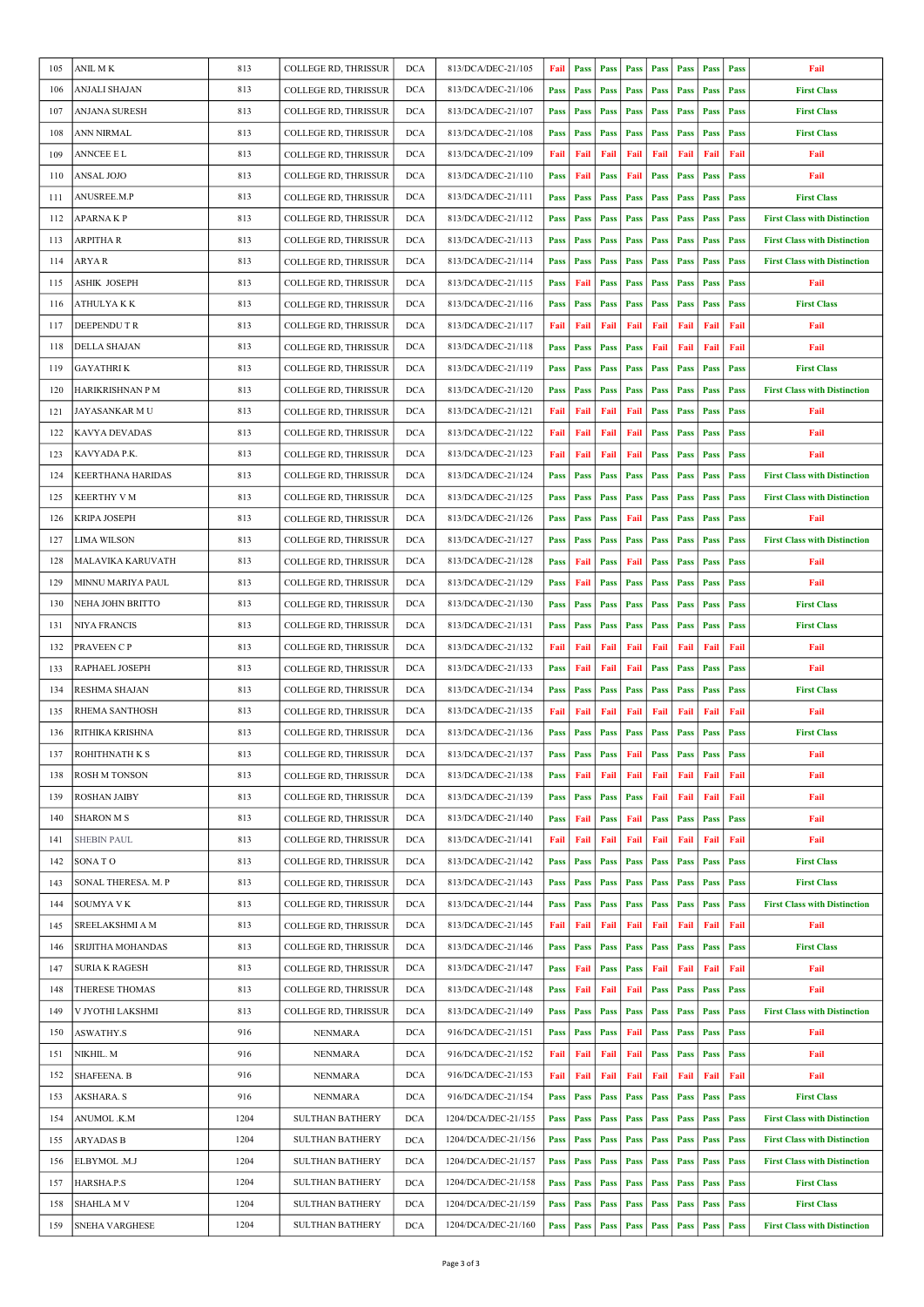| | | | | | | | | | | | | | | |
|---|---|---|---|---|---|---|---|---|---|---|---|---|---|---|
| 105 | ANIL M K | 813 | COLLEGE RD, THRISSUR | DCA | 813/DCA/DEC-21/105 | Fail | Pass | Pass | Pass | Pass | Pass | Pass | Pass | Fail |
| 106 | ANJALI SHAJAN | 813 | COLLEGE RD, THRISSUR | DCA | 813/DCA/DEC-21/106 | Pass | Pass | Pass | Pass | Pass | Pass | Pass | Pass | First Class |
| 107 | ANJANA SURESH | 813 | COLLEGE RD, THRISSUR | DCA | 813/DCA/DEC-21/107 | Pass | Pass | Pass | Pass | Pass | Pass | Pass | Pass | First Class |
| 108 | ANN NIRMAL | 813 | COLLEGE RD, THRISSUR | DCA | 813/DCA/DEC-21/108 | Pass | Pass | Pass | Pass | Pass | Pass | Pass | Pass | First Class |
| 109 | ANNCEE E L | 813 | COLLEGE RD, THRISSUR | DCA | 813/DCA/DEC-21/109 | Fail | Fail | Fail | Fail | Fail | Fail | Fail | Fail | Fail |
| 110 | ANSAL JOJO | 813 | COLLEGE RD, THRISSUR | DCA | 813/DCA/DEC-21/110 | Pass | Fail | Pass | Fail | Pass | Pass | Pass | Pass | Fail |
| 111 | ANUSREE.M.P | 813 | COLLEGE RD, THRISSUR | DCA | 813/DCA/DEC-21/111 | Pass | Pass | Pass | Pass | Pass | Pass | Pass | Pass | First Class |
| 112 | APARNA K P | 813 | COLLEGE RD, THRISSUR | DCA | 813/DCA/DEC-21/112 | Pass | Pass | Pass | Pass | Pass | Pass | Pass | Pass | First Class with Distinction |
| 113 | ARPITHA R | 813 | COLLEGE RD, THRISSUR | DCA | 813/DCA/DEC-21/113 | Pass | Pass | Pass | Pass | Pass | Pass | Pass | Pass | First Class with Distinction |
| 114 | ARYA R | 813 | COLLEGE RD, THRISSUR | DCA | 813/DCA/DEC-21/114 | Pass | Pass | Pass | Pass | Pass | Pass | Pass | Pass | First Class with Distinction |
| 115 | ASHIK JOSEPH | 813 | COLLEGE RD, THRISSUR | DCA | 813/DCA/DEC-21/115 | Pass | Fail | Pass | Pass | Pass | Pass | Pass | Pass | Fail |
| 116 | ATHULYA K K | 813 | COLLEGE RD, THRISSUR | DCA | 813/DCA/DEC-21/116 | Pass | Pass | Pass | Pass | Pass | Pass | Pass | Pass | First Class |
| 117 | DEEPENDU T R | 813 | COLLEGE RD, THRISSUR | DCA | 813/DCA/DEC-21/117 | Fail | Fail | Fail | Fail | Fail | Fail | Fail | Fail | Fail |
| 118 | DELLA SHAJAN | 813 | COLLEGE RD, THRISSUR | DCA | 813/DCA/DEC-21/118 | Pass | Pass | Pass | Pass | Fail | Fail | Fail | Fail | Fail |
| 119 | GAYATHRI K | 813 | COLLEGE RD, THRISSUR | DCA | 813/DCA/DEC-21/119 | Pass | Pass | Pass | Pass | Pass | Pass | Pass | Pass | First Class |
| 120 | HARIKRISHNAN P M | 813 | COLLEGE RD, THRISSUR | DCA | 813/DCA/DEC-21/120 | Pass | Pass | Pass | Pass | Pass | Pass | Pass | Pass | First Class with Distinction |
| 121 | JAYASANKAR M U | 813 | COLLEGE RD, THRISSUR | DCA | 813/DCA/DEC-21/121 | Fail | Fail | Fail | Fail | Pass | Pass | Pass | Pass | Fail |
| 122 | KAVYA DEVADAS | 813 | COLLEGE RD, THRISSUR | DCA | 813/DCA/DEC-21/122 | Fail | Fail | Fail | Fail | Pass | Pass | Pass | Pass | Fail |
| 123 | KAVYADA P.K. | 813 | COLLEGE RD, THRISSUR | DCA | 813/DCA/DEC-21/123 | Fail | Fail | Fail | Fail | Pass | Pass | Pass | Pass | Fail |
| 124 | KEERTHANA HARIDAS | 813 | COLLEGE RD, THRISSUR | DCA | 813/DCA/DEC-21/124 | Pass | Pass | Pass | Pass | Pass | Pass | Pass | Pass | First Class with Distinction |
| 125 | KEERTHY V M | 813 | COLLEGE RD, THRISSUR | DCA | 813/DCA/DEC-21/125 | Pass | Pass | Pass | Pass | Pass | Pass | Pass | Pass | First Class with Distinction |
| 126 | KRIPA JOSEPH | 813 | COLLEGE RD, THRISSUR | DCA | 813/DCA/DEC-21/126 | Pass | Pass | Pass | Fail | Pass | Pass | Pass | Pass | Fail |
| 127 | LIMA WILSON | 813 | COLLEGE RD, THRISSUR | DCA | 813/DCA/DEC-21/127 | Pass | Pass | Pass | Pass | Pass | Pass | Pass | Pass | First Class with Distinction |
| 128 | MALAVIKA KARUVATH | 813 | COLLEGE RD, THRISSUR | DCA | 813/DCA/DEC-21/128 | Pass | Fail | Pass | Fail | Pass | Pass | Pass | Pass | Fail |
| 129 | MINNU MARIYA PAUL | 813 | COLLEGE RD, THRISSUR | DCA | 813/DCA/DEC-21/129 | Pass | Fail | Pass | Pass | Pass | Pass | Pass | Pass | Fail |
| 130 | NEHA JOHN BRITTO | 813 | COLLEGE RD, THRISSUR | DCA | 813/DCA/DEC-21/130 | Pass | Pass | Pass | Pass | Pass | Pass | Pass | Pass | First Class |
| 131 | NIYA FRANCIS | 813 | COLLEGE RD, THRISSUR | DCA | 813/DCA/DEC-21/131 | Pass | Pass | Pass | Pass | Pass | Pass | Pass | Pass | First Class |
| 132 | PRAVEEN C P | 813 | COLLEGE RD, THRISSUR | DCA | 813/DCA/DEC-21/132 | Fail | Fail | Fail | Fail | Fail | Fail | Fail | Fail | Fail |
| 133 | RAPHAEL JOSEPH | 813 | COLLEGE RD, THRISSUR | DCA | 813/DCA/DEC-21/133 | Pass | Fail | Fail | Fail | Pass | Pass | Pass | Pass | Fail |
| 134 | RESHMA SHAJAN | 813 | COLLEGE RD, THRISSUR | DCA | 813/DCA/DEC-21/134 | Pass | Pass | Pass | Pass | Pass | Pass | Pass | Pass | First Class |
| 135 | RHEMA SANTHOSH | 813 | COLLEGE RD, THRISSUR | DCA | 813/DCA/DEC-21/135 | Fail | Fail | Fail | Fail | Fail | Fail | Fail | Fail | Fail |
| 136 | RITHIKA KRISHNA | 813 | COLLEGE RD, THRISSUR | DCA | 813/DCA/DEC-21/136 | Pass | Pass | Pass | Pass | Pass | Pass | Pass | Pass | First Class |
| 137 | ROHITHNATH K S | 813 | COLLEGE RD, THRISSUR | DCA | 813/DCA/DEC-21/137 | Pass | Pass | Pass | Fail | Pass | Pass | Pass | Pass | Fail |
| 138 | ROSH M TONSON | 813 | COLLEGE RD, THRISSUR | DCA | 813/DCA/DEC-21/138 | Pass | Fail | Fail | Fail | Fail | Fail | Fail | Fail | Fail |
| 139 | ROSHAN JAIBY | 813 | COLLEGE RD, THRISSUR | DCA | 813/DCA/DEC-21/139 | Pass | Pass | Pass | Pass | Fail | Fail | Fail | Fail | Fail |
| 140 | SHARON M S | 813 | COLLEGE RD, THRISSUR | DCA | 813/DCA/DEC-21/140 | Pass | Fail | Pass | Fail | Pass | Pass | Pass | Pass | Fail |
| 141 | SHEBIN PAUL | 813 | COLLEGE RD, THRISSUR | DCA | 813/DCA/DEC-21/141 | Fail | Fail | Fail | Fail | Fail | Fail | Fail | Fail | Fail |
| 142 | SONA T O | 813 | COLLEGE RD, THRISSUR | DCA | 813/DCA/DEC-21/142 | Pass | Pass | Pass | Pass | Pass | Pass | Pass | Pass | First Class |
| 143 | SONAL THERESA. M. P | 813 | COLLEGE RD, THRISSUR | DCA | 813/DCA/DEC-21/143 | Pass | Pass | Pass | Pass | Pass | Pass | Pass | Pass | First Class |
| 144 | SOUMYA V K | 813 | COLLEGE RD, THRISSUR | DCA | 813/DCA/DEC-21/144 | Pass | Pass | Pass | Pass | Pass | Pass | Pass | Pass | First Class with Distinction |
| 145 | SREELAKSHMI A M | 813 | COLLEGE RD, THRISSUR | DCA | 813/DCA/DEC-21/145 | Fail | Fail | Fail | Fail | Fail | Fail | Fail | Fail | Fail |
| 146 | SRIJITHA MOHANDAS | 813 | COLLEGE RD, THRISSUR | DCA | 813/DCA/DEC-21/146 | Pass | Pass | Pass | Pass | Pass | Pass | Pass | Pass | First Class |
| 147 | SURIA K RAGESH | 813 | COLLEGE RD, THRISSUR | DCA | 813/DCA/DEC-21/147 | Pass | Fail | Pass | Pass | Fail | Fail | Fail | Fail | Fail |
| 148 | THERESE THOMAS | 813 | COLLEGE RD, THRISSUR | DCA | 813/DCA/DEC-21/148 | Pass | Fail | Fail | Fail | Pass | Pass | Pass | Pass | Fail |
| 149 | V JYOTHI LAKSHMI | 813 | COLLEGE RD, THRISSUR | DCA | 813/DCA/DEC-21/149 | Pass | Pass | Pass | Pass | Pass | Pass | Pass | Pass | First Class with Distinction |
| 150 | ASWATHY.S | 916 | NENMARA | DCA | 916/DCA/DEC-21/151 | Pass | Pass | Pass | Fail | Pass | Pass | Pass | Pass | Fail |
| 151 | NIKHIL. M | 916 | NENMARA | DCA | 916/DCA/DEC-21/152 | Fail | Fail | Fail | Fail | Pass | Pass | Pass | Pass | Fail |
| 152 | SHAFEENA. B | 916 | NENMARA | DCA | 916/DCA/DEC-21/153 | Fail | Fail | Fail | Fail | Fail | Fail | Fail | Fail | Fail |
| 153 | AKSHARA. S | 916 | NENMARA | DCA | 916/DCA/DEC-21/154 | Pass | Pass | Pass | Pass | Pass | Pass | Pass | Pass | First Class |
| 154 | ANUMOL .K.M | 1204 | SULTHAN BATHERY | DCA | 1204/DCA/DEC-21/155 | Pass | Pass | Pass | Pass | Pass | Pass | Pass | Pass | First Class with Distinction |
| 155 | ARYADAS B | 1204 | SULTHAN BATHERY | DCA | 1204/DCA/DEC-21/156 | Pass | Pass | Pass | Pass | Pass | Pass | Pass | Pass | First Class with Distinction |
| 156 | ELBYMOL .M.J | 1204 | SULTHAN BATHERY | DCA | 1204/DCA/DEC-21/157 | Pass | Pass | Pass | Pass | Pass | Pass | Pass | Pass | First Class with Distinction |
| 157 | HARSHA.P.S | 1204 | SULTHAN BATHERY | DCA | 1204/DCA/DEC-21/158 | Pass | Pass | Pass | Pass | Pass | Pass | Pass | Pass | First Class |
| 158 | SHAHLA M V | 1204 | SULTHAN BATHERY | DCA | 1204/DCA/DEC-21/159 | Pass | Pass | Pass | Pass | Pass | Pass | Pass | Pass | First Class |
| 159 | SNEHA VARGHESE | 1204 | SULTHAN BATHERY | DCA | 1204/DCA/DEC-21/160 | Pass | Pass | Pass | Pass | Pass | Pass | Pass | Pass | First Class with Distinction |